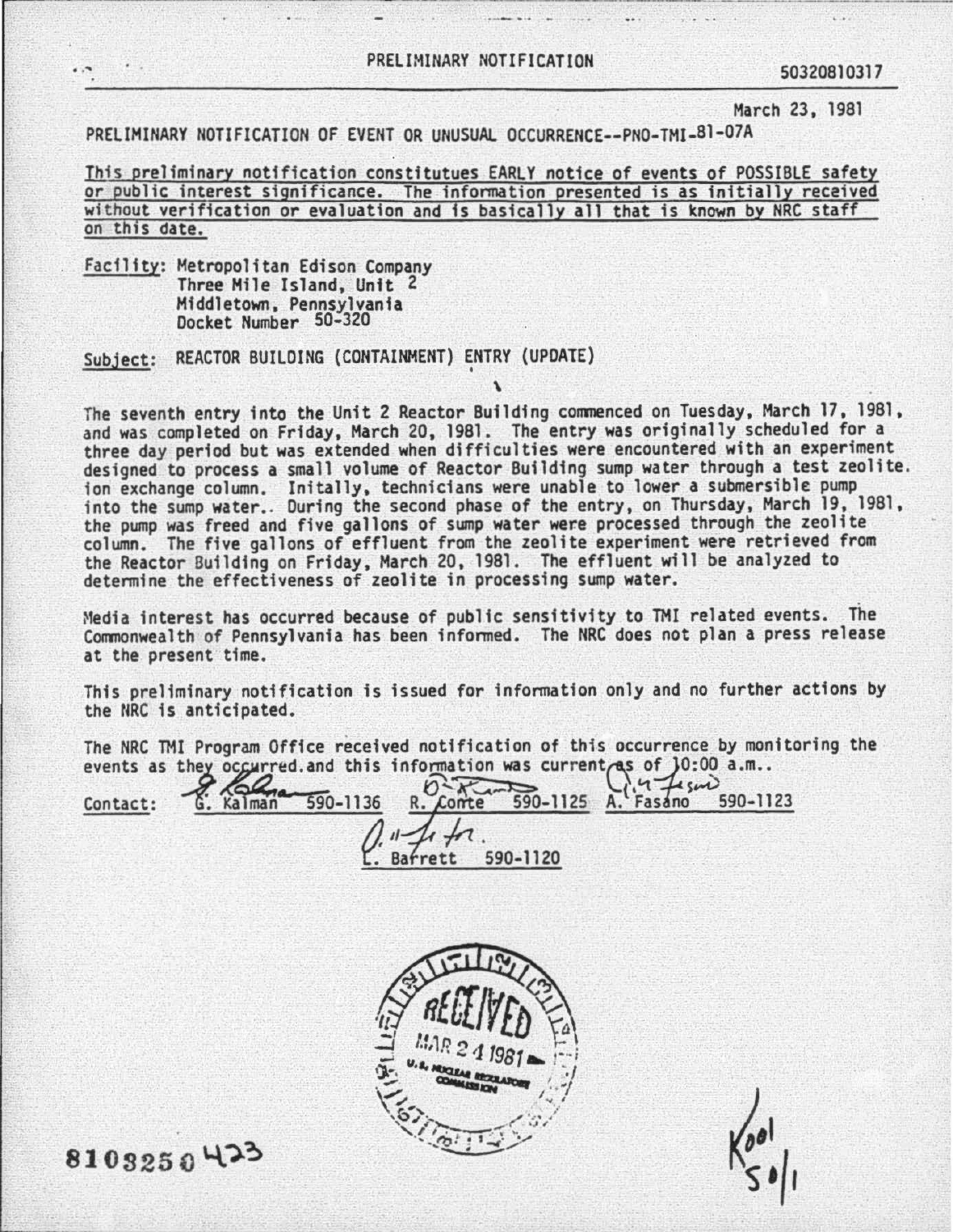PRELIMINARY NOTIFICATION 50320810317

March 23, 1981

PRELIMINARY NOTIFICATION OF EVENT OR UNUSUAL OCCURRENCE--PNO-TMI-81-07A

This preliminary notification constitutues EARLY notice of events of POSSIBLE safety or public interest significance. The information presented is as initially received without verification or evaluation and is basically all that is known by NRC staff on this date.

Facility: Metropolitan Edison Company
Three Mile Island, Unit 2
Middletown, Pennsylvania
Docket Number 50-320

Subject: REACTOR BUILDING (CONTAINMENT) ENTRY (UPDATE)

The seventh entry into the Unit 2 Reactor Building commenced on Tuesday, March 17, 1981, and was completed on Friday, March 20, 1981. The entry was originally scheduled for a three day period but was extended when difficulties were encountered with an experiment designed to process a small volume of Reactor Building sump water through a test zeolite ion exchange column. Initally, technicians were unable to lower a submersible pump into the sump water.. During the second phase of the entry, on Thursday, March 19, 1981, the pump was freed and five gallons of sump water were processed through the zeolite column. The five gallons of effluent from the zeolite experiment were retrieved from the Reactor Building on Friday, March 20, 1981. The effluent will be analyzed to determine the effectiveness of zeolite in processing sump water.

Media interest has occurred because of public sensitivity to TMI related events. The Commonwealth of Pennsylvania has been informed. The NRC does not plan a press release at the present time.

This preliminary notification is issued for information only and no further actions by the NRC is anticipated.

The NRC TMI Program Office received notification of this occurrence by monitoring the events as they occurred.and this information was current as of 10:00 a.m..

Contact: G. Kalman 590-1136 R. Conte 590-1125 A. Fasano 590-1123

L. Barrett 590-1120

RECEIVED MAR 24 1981 U.S. NUCLEAR REGULATORY COMMISSION

8103250423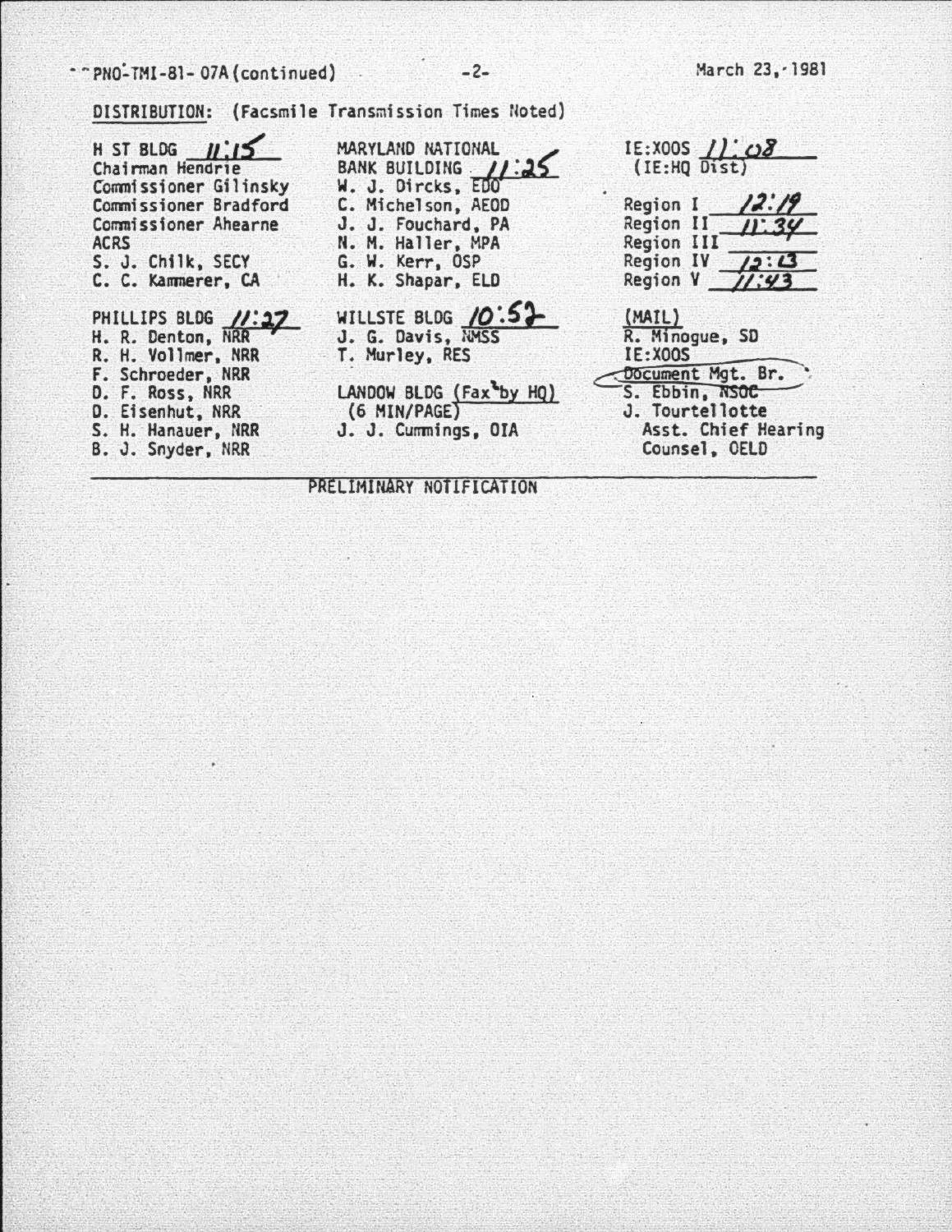PNO-TMI-81-07A (continued) -2- March 23, 1981

DISTRIBUTION: (Facsmile Transmission Times Noted)

H ST BLDG 11:15
Chairman Hendrie
Commissioner Gilinsky
Commissioner Bradford
Commissioner Ahearne
ACRS
S. J. Chilk, SECY
C. C. Kammerer, CA

PHILLIPS BLDG 11:27
H. R. Denton, NRR
R. H. Vollmer, NRR
F. Schroeder, NRR
D. F. Ross, NRR
D. Eisenhut, NRR
S. H. Hanauer, NRR
B. J. Snyder, NRR

MARYLAND NATIONAL BANK BUILDING 11:25
W. J. Dircks, EDO
C. Michelson, AEOD
J. J. Fouchard, PA
N. M. Haller, MPA
G. W. Kerr, OSP
H. K. Shapar, ELD

WILLSTE BLDG 10:57
J. G. Davis, NMSS
T. Murley, RES

LANDOW BLDG (Fax by HQ)
(6 MIN/PAGE)
J. J. Cummings, OIA

IE:XOOS 11:08
(IE:HQ Dist)

Region I 12:19
Region II 11:34
Region III
Region IV 12:13
Region V 11:43

(MAIL)
R. Minogue, SD
IE:XOOS
Document Mgt. Br.
S. Ebbin, NSOC
J. Tourtellotte
Asst. Chief Hearing Counsel, OELD

PRELIMINARY NOTIFICATION